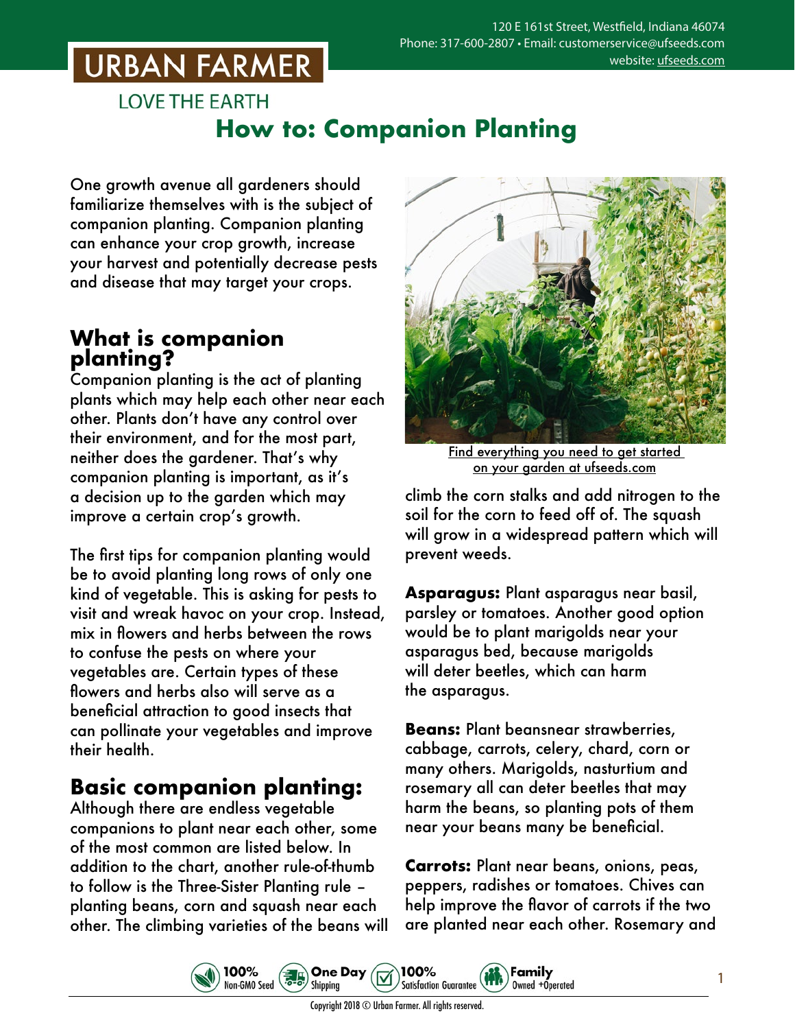# URBAN FARMER

LOVE THE EARTH

120 E 161st Street, Westfield, Indiana 46074
Phone: 317-600-2807 • Email: customerservice@ufseeds.com
website: ufseeds.com

# How to: Companion Planting

One growth avenue all gardeners should familiarize themselves with is the subject of companion planting. Companion planting can enhance your crop growth, increase your harvest and potentially decrease pests and disease that may target your crops.

## What is companion planting?

Companion planting is the act of planting plants which may help each other near each other. Plants don't have any control over their environment, and for the most part, neither does the gardener. That's why companion planting is important, as it's a decision up to the garden which may improve a certain crop's growth.

The first tips for companion planting would be to avoid planting long rows of only one kind of vegetable. This is asking for pests to visit and wreak havoc on your crop. Instead, mix in flowers and herbs between the rows to confuse the pests on where your vegetables are. Certain types of these flowers and herbs also will serve as a beneficial attraction to good insects that can pollinate your vegetables and improve their health.

## Basic companion planting:

Although there are endless vegetable companions to plant near each other, some of the most common are listed below. In addition to the chart, another rule-of-thumb to follow is the Three-Sister Planting rule – planting beans, corn and squash near each other. The climbing varieties of the beans will climb the corn stalks and add nitrogen to the soil for the corn to feed off of. The squash will grow in a widespread pattern which will prevent weeds.

Find everything you need to get started on your garden at ufseeds.com

**Asparagus:** Plant asparagus near basil, parsley or tomatoes. Another good option would be to plant marigolds near your asparagus bed, because marigolds will deter beetles, which can harm the asparagus.

**Beans:** Plant beansnear strawberries, cabbage, carrots, celery, chard, corn or many others. Marigolds, nasturtium and rosemary all can deter beetles that may harm the beans, so planting pots of them near your beans many be beneficial.

**Carrots:** Plant near beans, onions, peas, peppers, radishes or tomatoes. Chives can help improve the flavor of carrots if the two are planted near each other. Rosemary and

100% Non-GMO Seed | One Day Shipping | 100% Satisfaction Guarantee | Family Owned +Operated

Copyright 2018 © Urban Farmer. All rights reserved.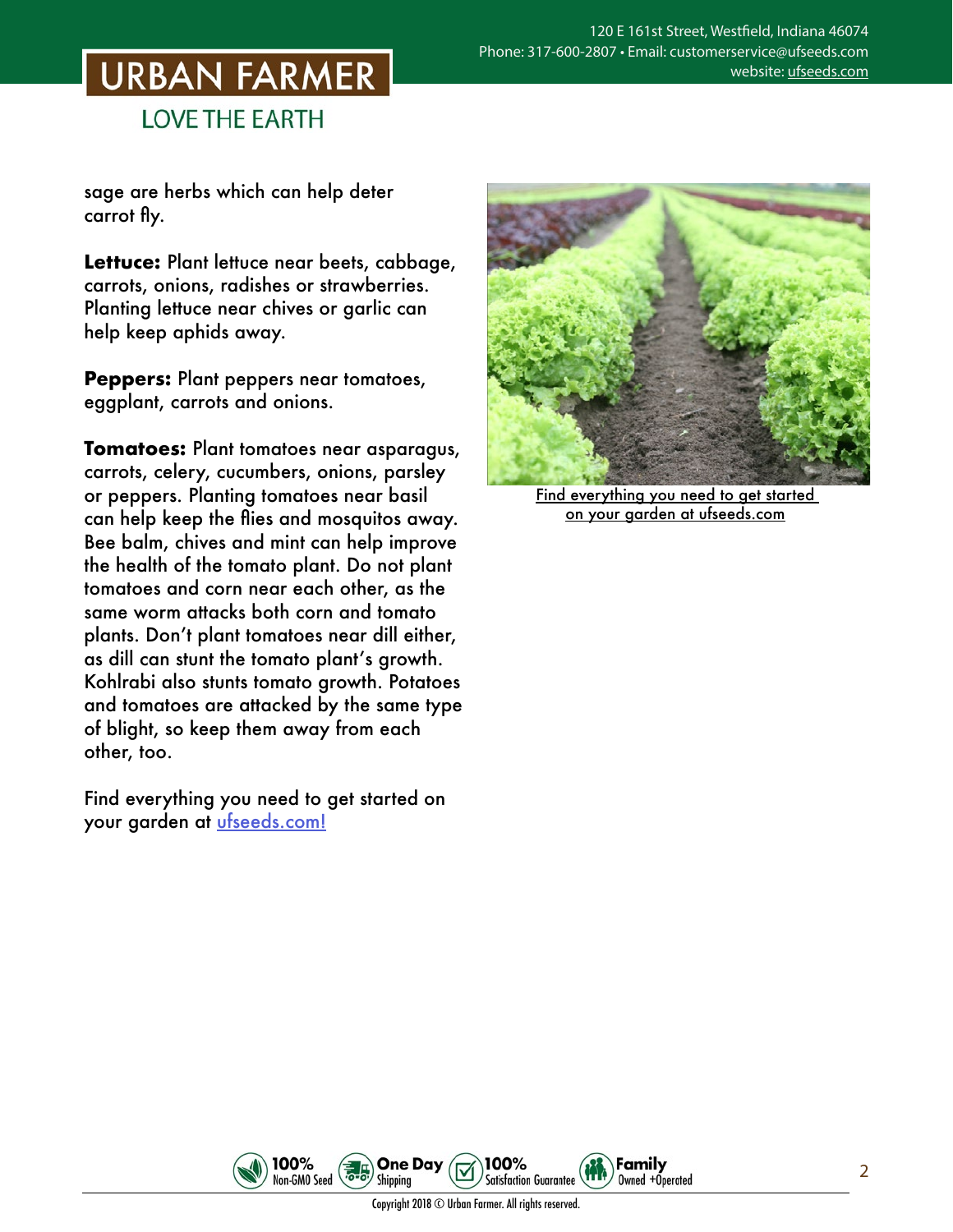sage are herbs which can help deter carrot fly.

**Lettuce:** Plant lettuce near beets, cabbage, carrots, onions, radishes or strawberries. Planting lettuce near chives or garlic can help keep aphids away.

**Peppers:** Plant peppers near tomatoes, eggplant, carrots and onions.

**Tomatoes:** Plant tomatoes near asparagus, carrots, celery, cucumbers, onions, parsley or peppers. Planting tomatoes near basil can help keep the flies and mosquitos away. Bee balm, chives and mint can help improve the health of the tomato plant. Do not plant tomatoes and corn near each other, as the same worm attacks both corn and tomato plants. Don't plant tomatoes near dill either, as dill can stunt the tomato plant's growth. Kohlrabi also stunts tomato growth. Potatoes and tomatoes are attacked by the same type of blight, so keep them away from each other, too.

Find everything you need to get started on your garden at [ufseeds.com!](https://ufseeds.com)

Find everything you need to get started on your garden at ufseeds.com